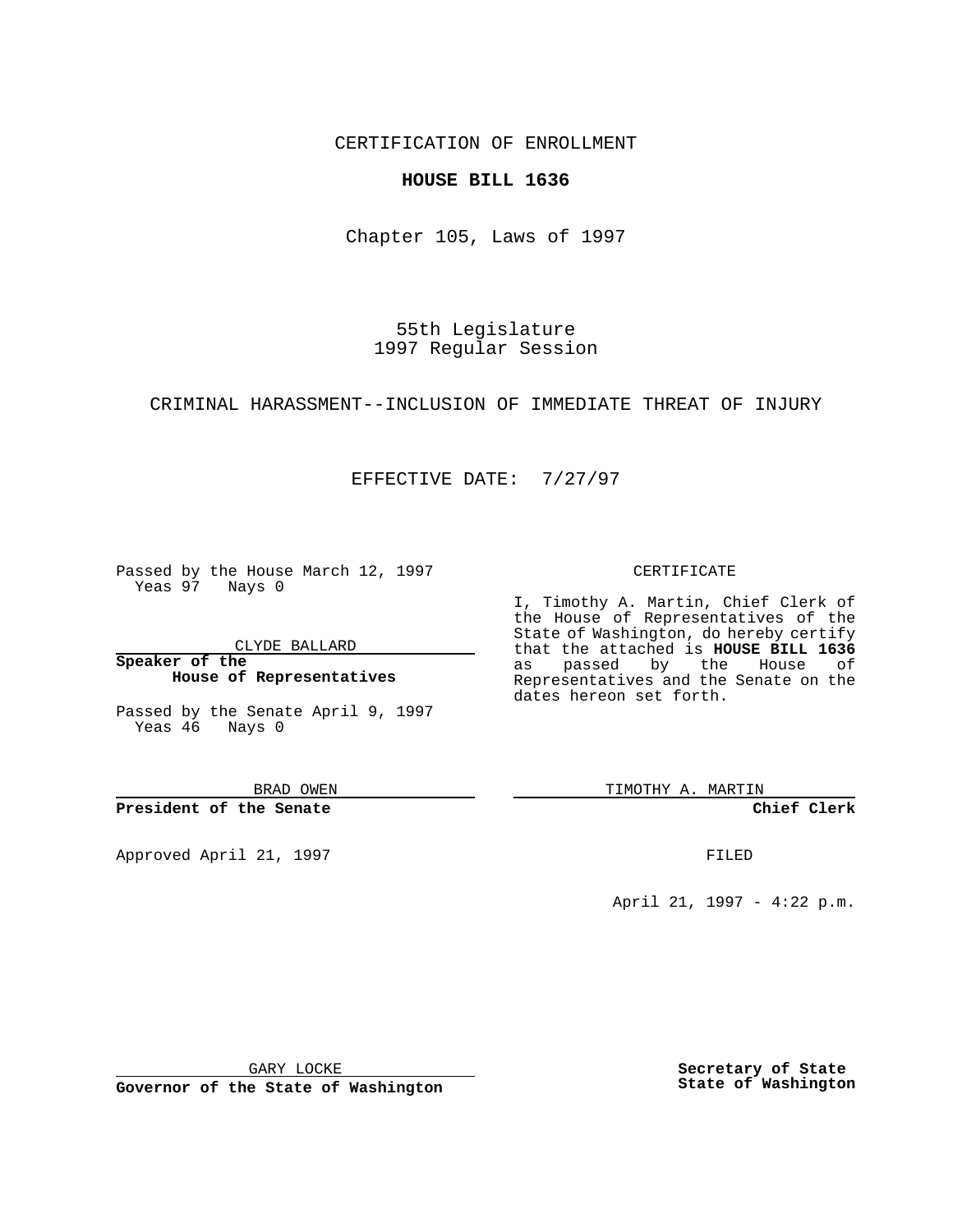CERTIFICATION OF ENROLLMENT

**HOUSE BILL 1636**

Chapter 105, Laws of 1997

55th Legislature
1997 Regular Session

CRIMINAL HARASSMENT--INCLUSION OF IMMEDIATE THREAT OF INJURY

EFFECTIVE DATE: 7/27/97

Passed by the House March 12, 1997
Yeas 97 Nays 0

CLYDE BALLARD

**Speaker of the House of Representatives**

Passed by the Senate April 9, 1997
Yeas 46 Nays 0

BRAD OWEN

**President of the Senate**

Approved April 21, 1997

GARY LOCKE

**Governor of the State of Washington**

CERTIFICATE

I, Timothy A. Martin, Chief Clerk of the House of Representatives of the State of Washington, do hereby certify that the attached is **HOUSE BILL 1636** as passed by the House of Representatives and the Senate on the dates hereon set forth.

TIMOTHY A. MARTIN

**Chief Clerk**

FILED

April 21, 1997 - 4:22 p.m.

**Secretary of State State of Washington**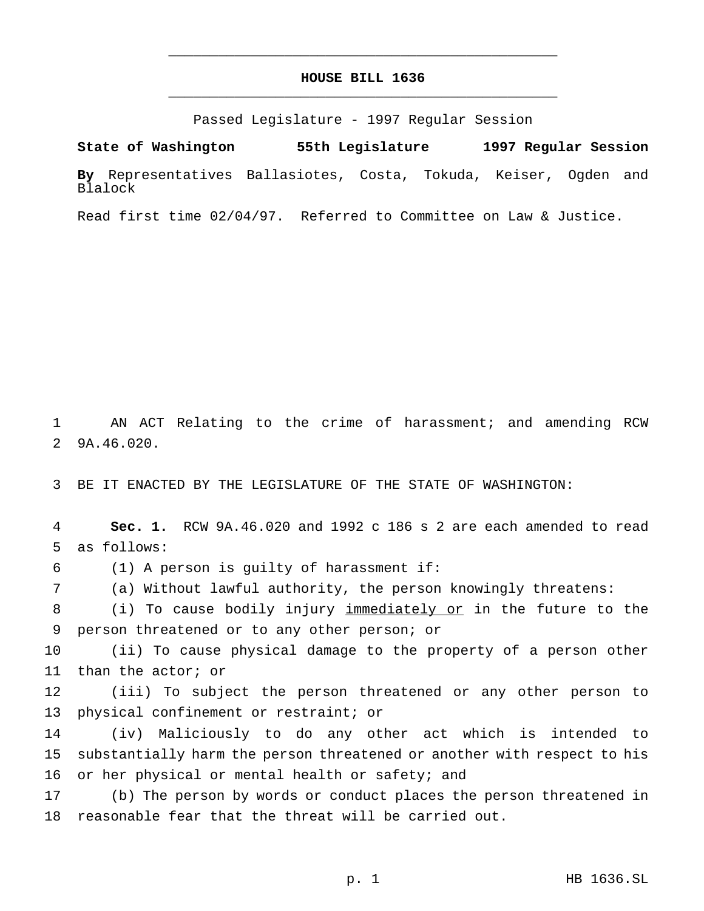# HOUSE BILL 1636

Passed Legislature - 1997 Regular Session

**State of Washington 55th Legislature 1997 Regular Session**

**By** Representatives Ballasiotes, Costa, Tokuda, Keiser, Ogden and Blalock

Read first time 02/04/97. Referred to Committee on Law & Justice.

1 AN ACT Relating to the crime of harassment; and amending RCW
2 9A.46.020.

3 BE IT ENACTED BY THE LEGISLATURE OF THE STATE OF WASHINGTON:

4 **Sec. 1.** RCW 9A.46.020 and 1992 c 186 s 2 are each amended to read
5 as follows:

6 (1) A person is guilty of harassment if:

7 (a) Without lawful authority, the person knowingly threatens:

8 (i) To cause bodily injury <u>immediately or</u> in the future to the
9 person threatened or to any other person; or

10 (ii) To cause physical damage to the property of a person other
11 than the actor; or

12 (iii) To subject the person threatened or any other person to
13 physical confinement or restraint; or

14 (iv) Maliciously to do any other act which is intended to
15 substantially harm the person threatened or another with respect to his
16 or her physical or mental health or safety; and

17 (b) The person by words or conduct places the person threatened in
18 reasonable fear that the threat will be carried out.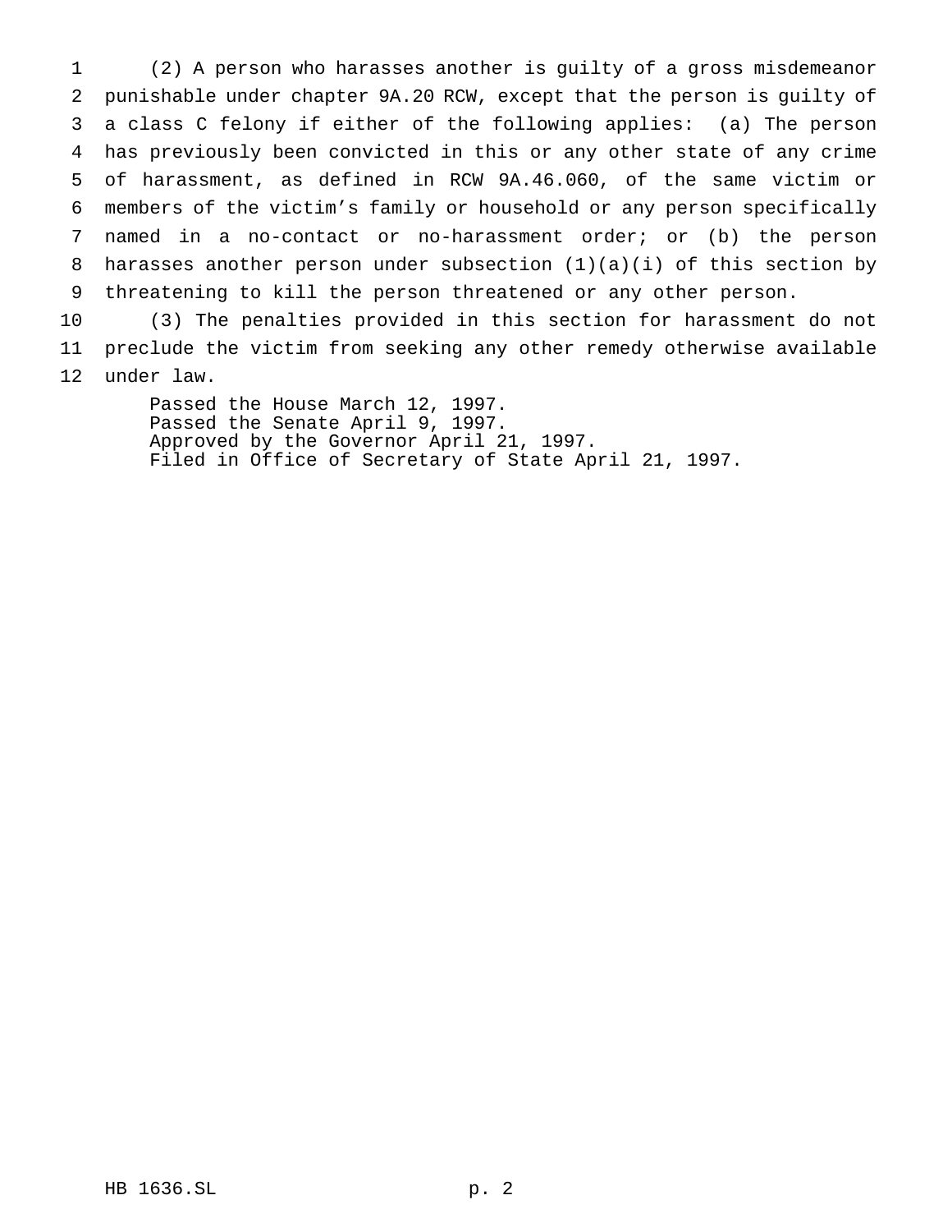(2) A person who harasses another is guilty of a gross misdemeanor punishable under chapter 9A.20 RCW, except that the person is guilty of a class C felony if either of the following applies: (a) The person has previously been convicted in this or any other state of any crime of harassment, as defined in RCW 9A.46.060, of the same victim or members of the victim's family or household or any person specifically named in a no-contact or no-harassment order; or (b) the person harasses another person under subsection (1)(a)(i) of this section by threatening to kill the person threatened or any other person.

(3) The penalties provided in this section for harassment do not preclude the victim from seeking any other remedy otherwise available under law.

Passed the House March 12, 1997.
Passed the Senate April 9, 1997.
Approved by the Governor April 21, 1997.
Filed in Office of Secretary of State April 21, 1997.